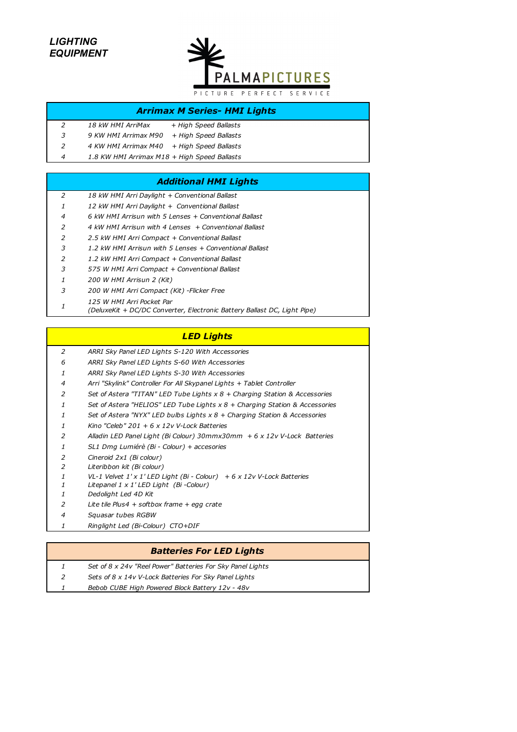# *LIGHTING EQUIPMENT*

PALMAPICTURES
PICTURE PERFECT SERVICE

| ***Arrimax M Series- HMI Lights*** | |
|---|---|
| *2* | *18 kW HMI ArriMax + High Speed Ballasts* |
| *3* | *9 KW HMI Arrimax M90 + High Speed Ballasts* |
| *2* | *4 KW HMI Arrimax M40 + High Speed Ballasts* |
| *4* | *1.8 KW HMI Arrimax M18 + High Speed Ballasts* |

| ***Additional HMI Lights*** | |
|---|---|
| *2* | *18 kW HMI Arri Daylight + Conventional Ballast* |
| *1* | *12 kW HMI Arri Daylight + Conventional Ballast* |
| *4* | *6 kW HMI Arrisun with 5 Lenses + Conventional Ballast* |
| *2* | *4 kW HMI Arrisun with 4 Lenses + Conventional Ballast* |
| *2* | *2.5 kW HMI Arri Compact + Conventional Ballast* |
| *3* | *1.2 kW HMI Arrisun with 5 Lenses + Conventional Ballast* |
| *2* | *1.2 kW HMI Arri Compact + Conventional Ballast* |
| *3* | *575 W HMI Arri Compact + Conventional Ballast* |
| *1* | *200 W HMI Arrisun 2 (Kit)* |
| *3* | *200 W HMI Arri Compact (Kit) -Flicker Free* |
| *1* | *125 W HMI Arri Pocket Par (DeluxeKit + DC/DC Converter, Electronic Battery Ballast DC, Light Pipe)* |

| ***LED Lights*** | |
|---|---|
| *2* | *ARRI Sky Panel LED Lights S-120 With Accessories* |
| *6* | *ARRI Sky Panel LED Lights S-60 With Accessories* |
| *1* | *ARRI Sky Panel LED Lights S-30 With Accessories* |
| *4* | *Arri "Skylink" Controller For All Skypanel Lights + Tablet Controller* |
| *2* | *Set of Astera "TITAN" LED Tube Lights x 8 + Charging Station & Accessories* |
| *1* | *Set of Astera "HELIOS" LED Tube Lights x 8 + Charging Station & Accessories* |
| *1* | *Set of Astera "NYX" LED bulbs Lights x 8 + Charging Station & Accessories* |
| *1* | *Kino "Celeb" 201 + 6 x 12v V-Lock Batteries* |
| *2* | *Alladin LED Panel Light (Bi Colour) 30mmx30mm + 6 x 12v V-Lock Batteries* |
| *1* | *SL1 Dmg Lumiérè (Bi - Colour) + accesories* |
| *2* | *Cineroid 2x1 (Bi colour)* |
| *2* | *Literibbon kit (Bi colour)* |
| *1* | *VL-1 Velvet 1' x 1' LED Light (Bi - Colour) + 6 x 12v V-Lock Batteries* |
| *1* | *Litepanel 1 x 1' LED Light (Bi -Colour)* |
| *1* | *Dedolight Led 4D Kit* |
| *2* | *Lite tile Plus4 + softbox frame + egg crate* |
| *4* | *Squasar tubes RGBW* |
| *1* | *Ringlight Led (Bi-Colour) CTO+DIF* |

| ***Batteries For LED Lights*** | |
|---|---|
| *1* | *Set of 8 x 24v "Reel Power" Batteries For Sky Panel Lights* |
| *2* | *Sets of 8 x 14v V-Lock Batteries For Sky Panel Lights* |
| *1* | *Bebob CUBE High Powered Block Battery 12v - 48v* |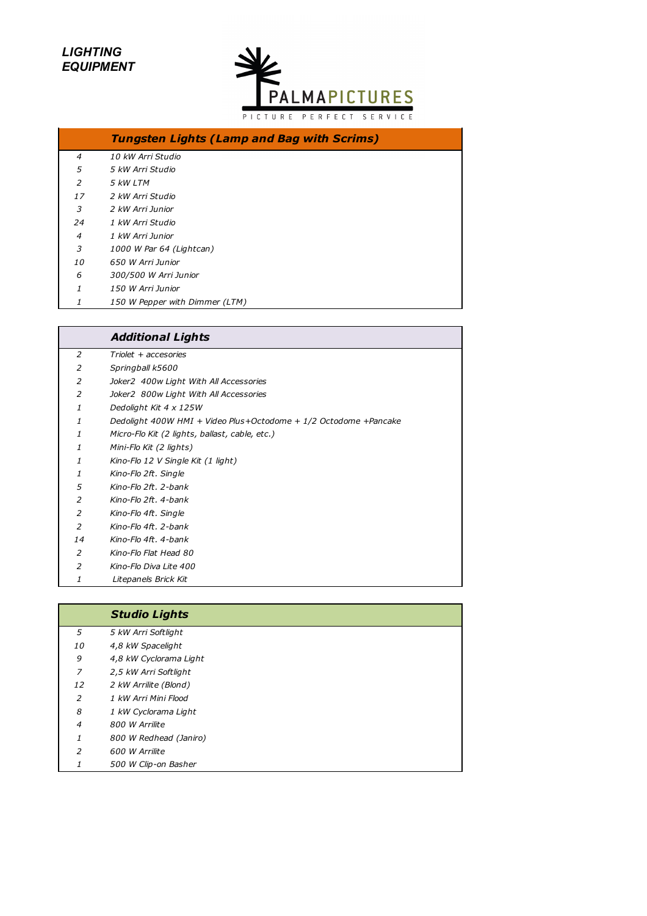***LIGHTING EQUIPMENT***

PALMAPICTURES

PICTURE PERFECT SERVICE

| | ***Tungsten Lights (Lamp and Bag with Scrims)*** |
|---|---|
| *4* | *10 kW Arri Studio* |
| *5* | *5 kW Arri Studio* |
| *2* | *5 kW LTM* |
| *17* | *2 kW Arri Studio* |
| *3* | *2 kW Arri Junior* |
| *24* | *1 kW Arri Studio* |
| *4* | *1 kW Arri Junior* |
| *3* | *1000 W Par 64 (Lightcan)* |
| *10* | *650 W Arri Junior* |
| *6* | *300/500 W Arri Junior* |
| *1* | *150 W Arri Junior* |
| *1* | *150 W Pepper with Dimmer (LTM)* |

| | ***Additional Lights*** |
|---|---|
| *2* | *Triolet + accesories* |
| *2* | *Springball k5600* |
| *2* | *Joker2 400w Light With All Accessories* |
| *2* | *Joker2 800w Light With All Accessories* |
| *1* | *Dedolight Kit 4 x 125W* |
| *1* | *Dedolight 400W HMI + Video Plus+Octodome + 1/2 Octodome +Pancake* |
| *1* | *Micro-Flo Kit (2 lights, ballast, cable, etc.)* |
| *1* | *Mini-Flo Kit (2 lights)* |
| *1* | *Kino-Flo 12 V Single Kit (1 light)* |
| *1* | *Kino-Flo 2ft. Single* |
| *5* | *Kino-Flo 2ft. 2-bank* |
| *2* | *Kino-Flo 2ft. 4-bank* |
| *2* | *Kino-Flo 4ft. Single* |
| *2* | *Kino-Flo 4ft. 2-bank* |
| *14* | *Kino-Flo 4ft. 4-bank* |
| *2* | *Kino-Flo Flat Head 80* |
| *2* | *Kino-Flo Diva Lite 400* |
| *1* | *Litepanels Brick Kit* |

| | ***Studio Lights*** |
|---|---|
| *5* | *5 kW Arri Softlight* |
| *10* | *4,8 kW Spacelight* |
| *9* | *4,8 kW Cyclorama Light* |
| *7* | *2,5 kW Arri Softlight* |
| *12* | *2 kW Arrilite (Blond)* |
| *2* | *1 kW Arri Mini Flood* |
| *8* | *1 kW Cyclorama Light* |
| *4* | *800 W Arrilite* |
| *1* | *800 W Redhead (Janiro)* |
| *2* | *600 W Arrilite* |
| *1* | *500 W Clip-on Basher* |